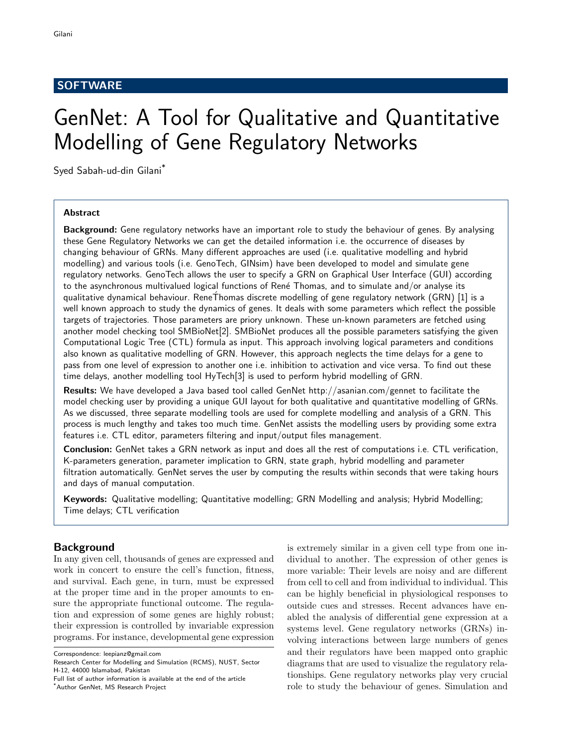## SOFTWARE

# GenNet: A Tool for Qualitative and Quantitative Modelling of Gene Regulatory Networks

Syed Sabah-ud-din Gilani[*]

### Abstract

**Background:** Gene regulatory networks have an important role to study the behaviour of genes. By analysing these Gene Regulatory Networks we can get the detailed information i.e. the occurrence of diseases by changing behaviour of GRNs. Many different approaches are used (i.e. qualitative modelling and hybrid modelling) and various tools (i.e. GenoTech, GINsim) have been developed to model and simulate gene regulatory networks. GenoTech allows the user to specify a GRN on Graphical User Interface (GUI) according to the asynchronous multivalued logical functions of René Thomas, and to simulate and/or analyse its qualitative dynamical behaviour. ReneŤhomas discrete modelling of gene regulatory network (GRN) [1] is a well known approach to study the dynamics of genes. It deals with some parameters which reflect the possible targets of trajectories. Those parameters are priory unknown. These un-known parameters are fetched using another model checking tool SMBioNet[2]. SMBioNet produces all the possible parameters satisfying the given Computational Logic Tree (CTL) formula as input. This approach involving logical parameters and conditions also known as qualitative modelling of GRN. However, this approach neglects the time delays for a gene to pass from one level of expression to another one i.e. inhibition to activation and vice versa. To find out these time delays, another modelling tool HyTech[3] is used to perform hybrid modelling of GRN.

**Results:** We have developed a Java based tool called GenNet http://asanian.com/gennet to facilitate the model checking user by providing a unique GUI layout for both qualitative and quantitative modelling of GRNs. As we discussed, three separate modelling tools are used for complete modelling and analysis of a GRN. This process is much lengthy and takes too much time. GenNet assists the modelling users by providing some extra features i.e. CTL editor, parameters filtering and input/output files management.

**Conclusion:** GenNet takes a GRN network as input and does all the rest of computations i.e. CTL verification, K-parameters generation, parameter implication to GRN, state graph, hybrid modelling and parameter filtration automatically. GenNet serves the user by computing the results within seconds that were taking hours and days of manual computation.

**Keywords:** Qualitative modelling; Quantitative modelling; GRN Modelling and analysis; Hybrid Modelling; Time delays; CTL verification

## Background

In any given cell, thousands of genes are expressed and work in concert to ensure the cell's function, fitness, and survival. Each gene, in turn, must be expressed at the proper time and in the proper amounts to ensure the appropriate functional outcome. The regulation and expression of some genes are highly robust; their expression is controlled by invariable expression programs. For instance, developmental gene expression is extremely similar in a given cell type from one individual to another. The expression of other genes is more variable: Their levels are noisy and are different from cell to cell and from individual to individual. This can be highly beneficial in physiological responses to outside cues and stresses. Recent advances have enabled the analysis of differential gene expression at a systems level. Gene regulatory networks (GRNs) involving interactions between large numbers of genes and their regulators have been mapped onto graphic diagrams that are used to visualize the regulatory relationships. Gene regulatory networks play very crucial role to study the behaviour of genes. Simulation and

---

Correspondence: leepianz@gmail.com

Research Center for Modelling and Simulation (RCMS), NUST, Sector H-12, 44000 Islamabad, Pakistan

Full list of author information is available at the end of the article

[*]Author GenNet, MS Research Project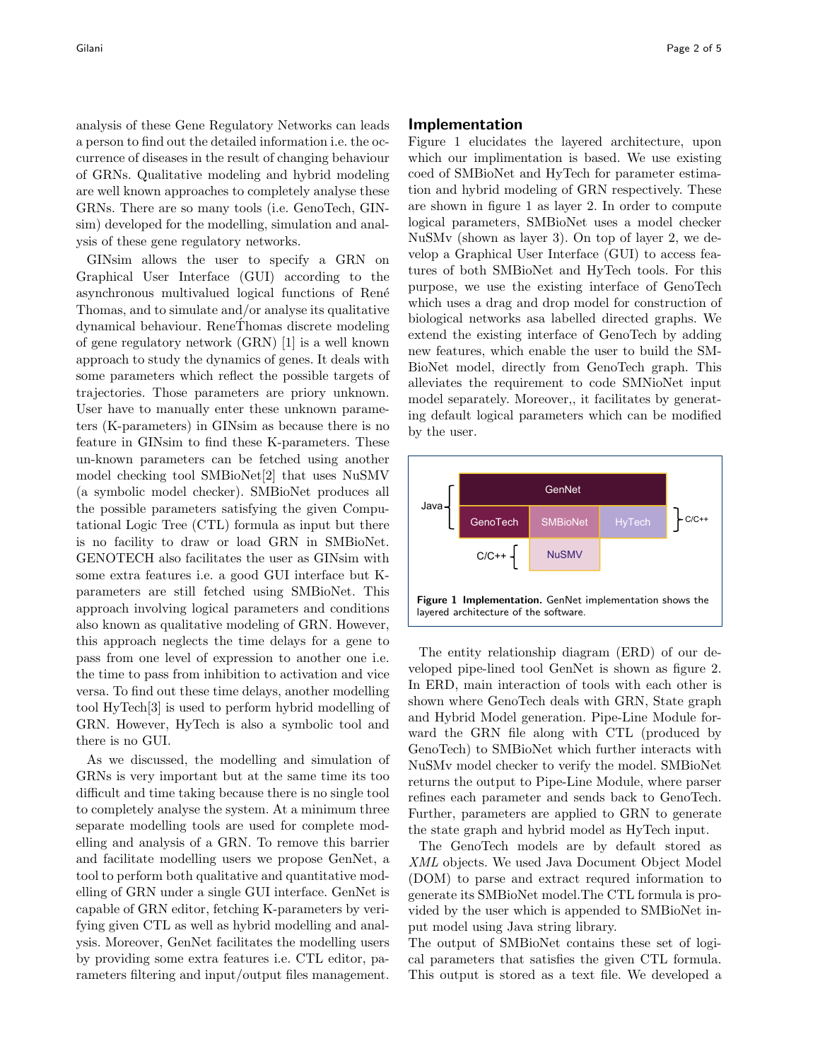analysis of these Gene Regulatory Networks can leads a person to find out the detailed information i.e. the occurrence of diseases in the result of changing behaviour of GRNs. Qualitative modeling and hybrid modeling are well known approaches to completely analyse these GRNs. There are so many tools (i.e. GenoTech, GINsim) developed for the modelling, simulation and analysis of these gene regulatory networks.

GINsim allows the user to specify a GRN on Graphical User Interface (GUI) according to the asynchronous multivalued logical functions of René Thomas, and to simulate and/or analyse its qualitative dynamical behaviour. ReneThomas discrete modeling of gene regulatory network (GRN) [1] is a well known approach to study the dynamics of genes. It deals with some parameters which reflect the possible targets of trajectories. Those parameters are priory unknown. User have to manually enter these unknown parameters (K-parameters) in GINsim as because there is no feature in GINsim to find these K-parameters. These un-known parameters can be fetched using another model checking tool SMBioNet[2] that uses NuSMV (a symbolic model checker). SMBioNet produces all the possible parameters satisfying the given Computational Logic Tree (CTL) formula as input but there is no facility to draw or load GRN in SMBioNet. GENOTECH also facilitates the user as GINsim with some extra features i.e. a good GUI interface but K-parameters are still fetched using SMBioNet. This approach involving logical parameters and conditions also known as qualitative modeling of GRN. However, this approach neglects the time delays for a gene to pass from one level of expression to another one i.e. the time to pass from inhibition to activation and vice versa. To find out these time delays, another modelling tool HyTech[3] is used to perform hybrid modelling of GRN. However, HyTech is also a symbolic tool and there is no GUI.

As we discussed, the modelling and simulation of GRNs is very important but at the same time its too difficult and time taking because there is no single tool to completely analyse the system. At a minimum three separate modelling tools are used for complete modelling and analysis of a GRN. To remove this barrier and facilitate modelling users we propose GenNet, a tool to perform both qualitative and quantitative modelling of GRN under a single GUI interface. GenNet is capable of GRN editor, fetching K-parameters by verifying given CTL as well as hybrid modelling and analysis. Moreover, GenNet facilitates the modelling users by providing some extra features i.e. CTL editor, parameters filtering and input/output files management.

## Implementation

Figure 1 elucidates the layered architecture, upon which our implimentation is based. We use existing coed of SMBioNet and HyTech for parameter estimation and hybrid modeling of GRN respectively. These are shown in figure 1 as layer 2. In order to compute logical parameters, SMBioNet uses a model checker NuSMv (shown as layer 3). On top of layer 2, we develop a Graphical User Interface (GUI) to access features of both SMBioNet and HyTech tools. For this purpose, we use the existing interface of GenoTech which uses a drag and drop model for construction of biological networks asa labelled directed graphs. We extend the existing interface of GenoTech by adding new features, which enable the user to build the SMBioNet model, directly from GenoTech graph. This alleviates the requirement to code SMNioNet input model separately. Moreover,, it facilitates by generating default logical parameters which can be modified by the user.

| Java | GenNet | | | |
|---|---|---|---|---|
| Java | GenoTech | SMBioNet | HyTech | C/C++ |
| C/C++ | | NuSMV | | |

**Figure 1 Implementation.** GenNet implementation shows the layered architecture of the software.

The entity relationship diagram (ERD) of our developed pipe-lined tool GenNet is shown as figure 2. In ERD, main interaction of tools with each other is shown where GenoTech deals with GRN, State graph and Hybrid Model generation. Pipe-Line Module forward the GRN file along with CTL (produced by GenoTech) to SMBioNet which further interacts with NuSMv model checker to verify the model. SMBioNet returns the output to Pipe-Line Module, where parser refines each parameter and sends back to GenoTech. Further, parameters are applied to GRN to generate the state graph and hybrid model as HyTech input.

The GenoTech models are by default stored as *XML* objects. We used Java Document Object Model (DOM) to parse and extract requred information to generate its SMBioNet model.The CTL formula is provided by the user which is appended to SMBioNet input model using Java string library.
The output of SMBioNet contains these set of logical parameters that satisfies the given CTL formula. This output is stored as a text file. We developed a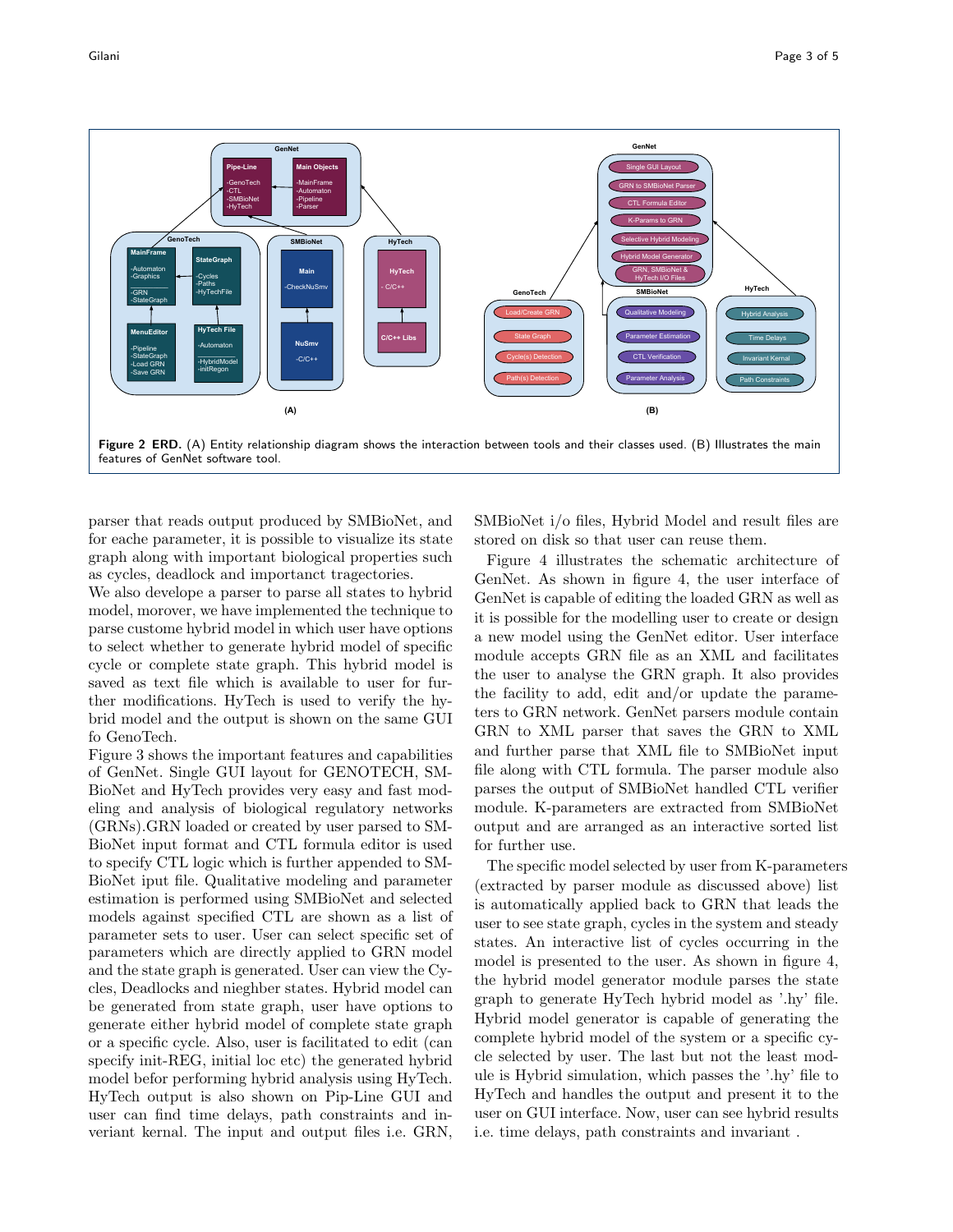**Figure 2 ERD.** (A) Entity relationship diagram shows the interaction between tools and their classes used. (B) Illustrates the main features of GenNet software tool.

parser that reads output produced by SMBioNet, and for eache parameter, it is possible to visualize its state graph along with important biological properties such as cycles, deadlock and importanct tragectories.

We also develope a parser to parse all states to hybrid model, morover, we have implemented the technique to parse custome hybrid model in which user have options to select whether to generate hybrid model of specific cycle or complete state graph. This hybrid model is saved as text file which is available to user for further modifications. HyTech is used to verify the hybrid model and the output is shown on the same GUI fo GenoTech.

Figure 3 shows the important features and capabilities of GenNet. Single GUI layout for GENOTECH, SMBioNet and HyTech provides very easy and fast modeling and analysis of biological regulatory networks (GRNs).GRN loaded or created by user parsed to SMBioNet input format and CTL formula editor is used to specify CTL logic which is further appended to SMBioNet iput file. Qualitative modeling and parameter estimation is performed using SMBioNet and selected models against specified CTL are shown as a list of parameter sets to user. User can select specific set of parameters which are directly applied to GRN model and the state graph is generated. User can view the Cycles, Deadlocks and nieghber states. Hybrid model can be generated from state graph, user have options to generate either hybrid model of complete state graph or a specific cycle. Also, user is facilitated to edit (can specify init-REG, initial loc etc) the generated hybrid model befor performing hybrid analysis using HyTech. HyTech output is also shown on Pip-Line GUI and user can find time delays, path constraints and inveriant kernal. The input and output files i.e. GRN, SMBioNet i/o files, Hybrid Model and result files are stored on disk so that user can reuse them.

Figure 4 illustrates the schematic architecture of GenNet. As shown in figure 4, the user interface of GenNet is capable of editing the loaded GRN as well as it is possible for the modelling user to create or design a new model using the GenNet editor. User interface module accepts GRN file as an XML and facilitates the user to analyse the GRN graph. It also provides the facility to add, edit and/or update the parameters to GRN network. GenNet parsers module contain GRN to XML parser that saves the GRN to XML and further parse that XML file to SMBioNet input file along with CTL formula. The parser module also parses the output of SMBioNet handled CTL verifier module. K-parameters are extracted from SMBioNet output and are arranged as an interactive sorted list for further use.

The specific model selected by user from K-parameters (extracted by parser module as discussed above) list is automatically applied back to GRN that leads the user to see state graph, cycles in the system and steady states. An interactive list of cycles occurring in the model is presented to the user. As shown in figure 4, the hybrid model generator module parses the state graph to generate HyTech hybrid model as '.hy' file. Hybrid model generator is capable of generating the complete hybrid model of the system or a specific cycle selected by user. The last but not the least module is Hybrid simulation, which passes the '.hy' file to HyTech and handles the output and present it to the user on GUI interface. Now, user can see hybrid results i.e. time delays, path constraints and invariant .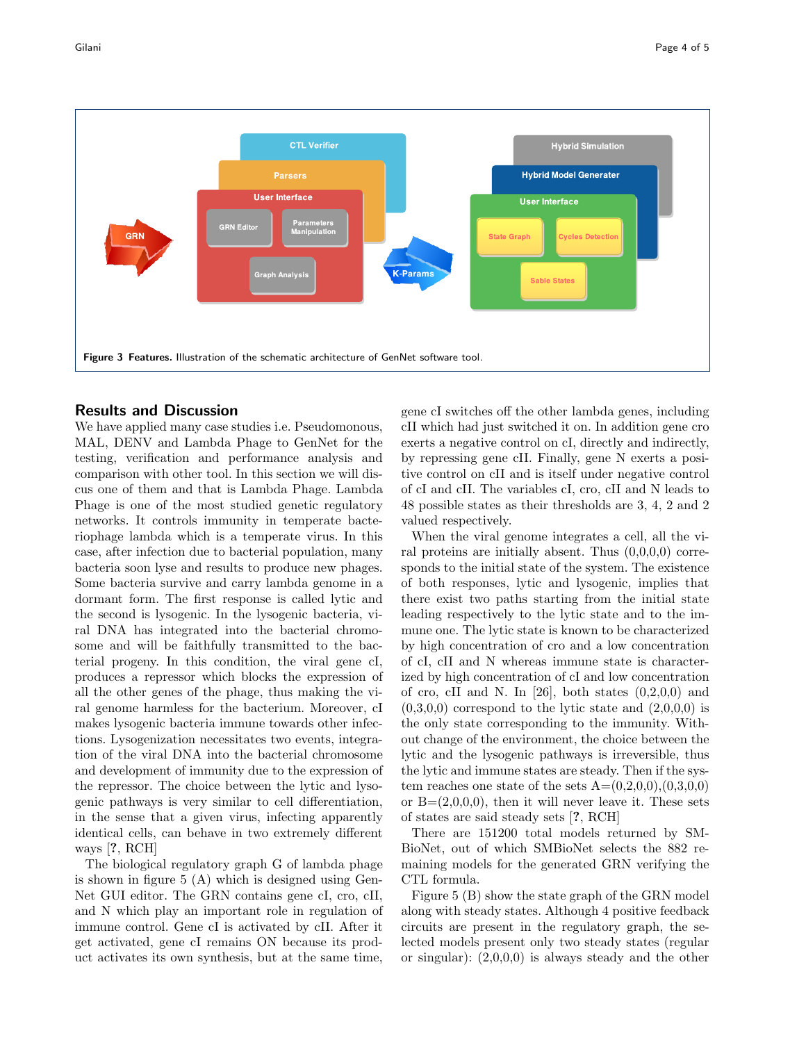**Figure 3 Features.** Illustration of the schematic architecture of GenNet software tool.

## Results and Discussion

We have applied many case studies i.e. Pseudomonous, MAL, DENV and Lambda Phage to GenNet for the testing, verification and performance analysis and comparison with other tool. In this section we will discuss one of them and that is Lambda Phage. Lambda Phage is one of the most studied genetic regulatory networks. It controls immunity in temperate bacteriophage lambda which is a temperate virus. In this case, after infection due to bacterial population, many bacteria soon lyse and results to produce new phages. Some bacteria survive and carry lambda genome in a dormant form. The first response is called lytic and the second is lysogenic. In the lysogenic bacteria, viral DNA has integrated into the bacterial chromosome and will be faithfully transmitted to the bacterial progeny. In this condition, the viral gene cI, produces a repressor which blocks the expression of all the other genes of the phage, thus making the viral genome harmless for the bacterium. Moreover, cI makes lysogenic bacteria immune towards other infections. Lysogenization necessitates two events, integration of the viral DNA into the bacterial chromosome and development of immunity due to the expression of the repressor. The choice between the lytic and lysogenic pathways is very similar to cell differentiation, in the sense that a given virus, infecting apparently identical cells, can behave in two extremely different ways [**?**, RCH]

The biological regulatory graph G of lambda phage is shown in figure 5 (A) which is designed using GenNet GUI editor. The GRN contains gene cI, cro, cII, and N which play an important role in regulation of immune control. Gene cI is activated by cII. After it get activated, gene cI remains ON because its product activates its own synthesis, but at the same time, gene cI switches off the other lambda genes, including cII which had just switched it on. In addition gene cro exerts a negative control on cI, directly and indirectly, by repressing gene cII. Finally, gene N exerts a positive control on cII and is itself under negative control of cI and cII. The variables cI, cro, cII and N leads to 48 possible states as their thresholds are 3, 4, 2 and 2 valued respectively.

When the viral genome integrates a cell, all the viral proteins are initially absent. Thus (0,0,0,0) corresponds to the initial state of the system. The existence of both responses, lytic and lysogenic, implies that there exist two paths starting from the initial state leading respectively to the lytic state and to the immune one. The lytic state is known to be characterized by high concentration of cro and a low concentration of cI, cII and N whereas immune state is characterized by high concentration of cI and low concentration of cro, cII and N. In [26], both states (0,2,0,0) and (0,3,0,0) correspond to the lytic state and (2,0,0,0) is the only state corresponding to the immunity. Without change of the environment, the choice between the lytic and the lysogenic pathways is irreversible, thus the lytic and immune states are steady. Then if the system reaches one state of the sets A=(0,2,0,0),(0,3,0,0) or B=(2,0,0,0), then it will never leave it. These sets of states are said steady sets [**?**, RCH]

There are 151200 total models returned by SMBioNet, out of which SMBioNet selects the 882 remaining models for the generated GRN verifying the CTL formula.

Figure 5 (B) show the state graph of the GRN model along with steady states. Although 4 positive feedback circuits are present in the regulatory graph, the selected models present only two steady states (regular or singular): (2,0,0,0) is always steady and the other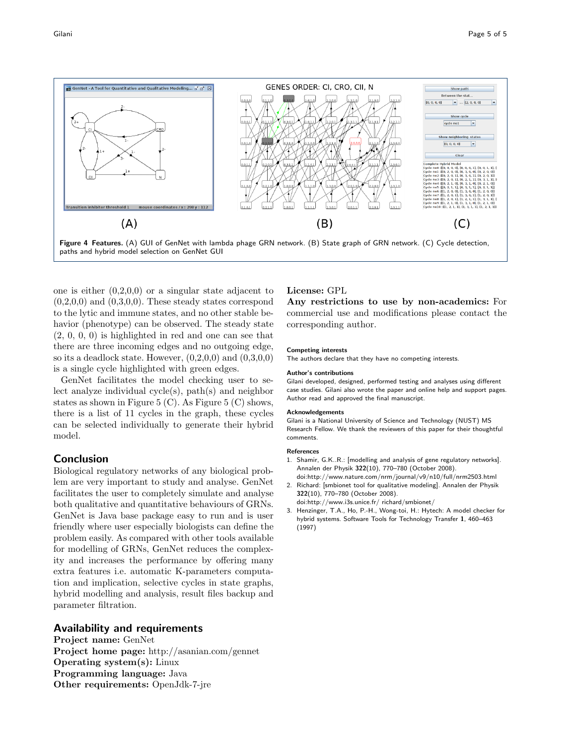Figure 4 **Features.** (A) GUI of GenNet with lambda phage GRN network. (B) State graph of GRN network. (C) Cycle detection, paths and hybrid model selection on GenNet GUI

one is either (0,2,0,0) or a singular state adjacent to (0,2,0,0) and (0,3,0,0). These steady states correspond to the lytic and immune states, and no other stable behavior (phenotype) can be observed. The steady state (2, 0, 0, 0) is highlighted in red and one can see that there are three incoming edges and no outgoing edge, so its a deadlock state. However, (0,2,0,0) and (0,3,0,0) is a single cycle highlighted with green edges.

GenNet facilitates the model checking user to select analyze individual cycle(s), path(s) and neighbor states as shown in Figure 5 (C). As Figure 5 (C) shows, there is a list of 11 cycles in the graph, these cycles can be selected individually to generate their hybrid model.

## Conclusion

Biological regulatory networks of any biological problem are very important to study and analyse. GenNet facilitates the user to completely simulate and analyse both qualitative and quantitative behaviours of GRNs. GenNet is Java base package easy to run and is user friendly where user especially biologists can define the problem easily. As compared with other tools available for modelling of GRNs, GenNet reduces the complexity and increases the performance by offering many extra features i.e. automatic K-parameters computation and implication, selective cycles in state graphs, hybrid modelling and analysis, result files backup and parameter filtration.

## Availability and requirements

**Project name:** GenNet
**Project home page:** http://asanian.com/gennet
**Operating system(s):** Linux
**Programming language:** Java
**Other requirements:** OpenJdk-7-jre
**License:** GPL
**Any restrictions to use by non-academics:** For commercial use and modifications please contact the corresponding author.

#### Competing interests

The authors declare that they have no competing interests.

#### Author's contributions

Gilani developed, designed, performed testing and analyses using different case studies. Gilani also wrote the paper and online help and support pages. Author read and approved the final manuscript.

#### Acknowledgements

Gilani is a National University of Science and Technology (NUST) MS Research Fellow. We thank the reviewers of this paper for their thoughtful comments.

#### References

1. Shamir, G.K..R.: [modelling and analysis of gene regulatory networks]. Annalen der Physik **322**(10), 770–780 (October 2008). doi:http://www.nature.com/nrm/journal/v9/n10/full/nrm2503.html
2. Richard: [smbionet tool for qualitative modeling]. Annalen der Physik **322**(10), 770–780 (October 2008). doi:http://www.i3s.unice.fr/ richard/smbionet/
3. Henzinger, T.A., Ho, P.-H., Wong-toi, H.: Hytech: A model checker for hybrid systems. Software Tools for Technology Transfer **1**, 460–463 (1997)